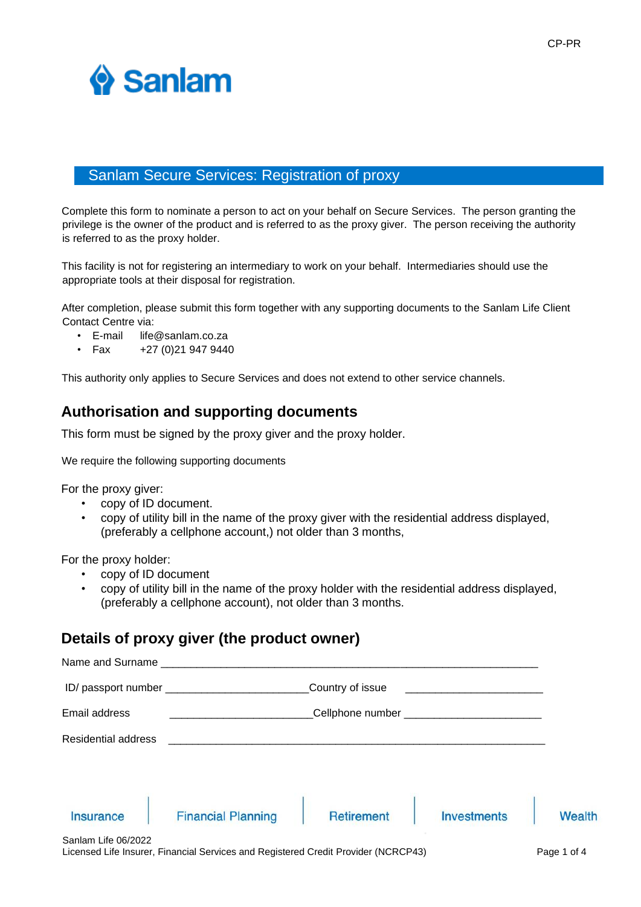CP-PR

Sanlam

# Sanlam Secure Services: Registration of proxy

Complete this form to nominate a person to act on your behalf on Secure Services. The person granting the privilege is the owner of the product and is referred to as the proxy giver. The person receiving the authority is referred to as the proxy holder.

This facility is not for registering an intermediary to work on your behalf. Intermediaries should use the appropriate tools at their disposal for registration.

After completion, please submit this form together with any supporting documents to the Sanlam Life Client Contact Centre via:

- E-mail life@sanlam.co.za
- Fax +27 (0)21 947 9440

This authority only applies to Secure Services and does not extend to other service channels.

## Authorisation and supporting documents

This form must be signed by the proxy giver and the proxy holder.

We require the following supporting documents

For the proxy giver:

- copy of ID document.
- copy of utility bill in the name of the proxy giver with the residential address displayed, (preferably a cellphone account,) not older than 3 months,

For the proxy holder:

- copy of ID document
- copy of utility bill in the name of the proxy holder with the residential address displayed, (preferably a cellphone account), not older than 3 months.

## Details of proxy giver (the product owner)

Name and Surname ____________________________________________________________

ID/ passport number ________________________ Country of issue ________________________

Email address ________________________ Cellphone number ________________________

Residential address ____________________________________________________________

Insurance | Financial Planning | Retirement | Investments | Wealth

Sanlam Life 06/2022
Licensed Life Insurer, Financial Services and Registered Credit Provider (NCRCP43)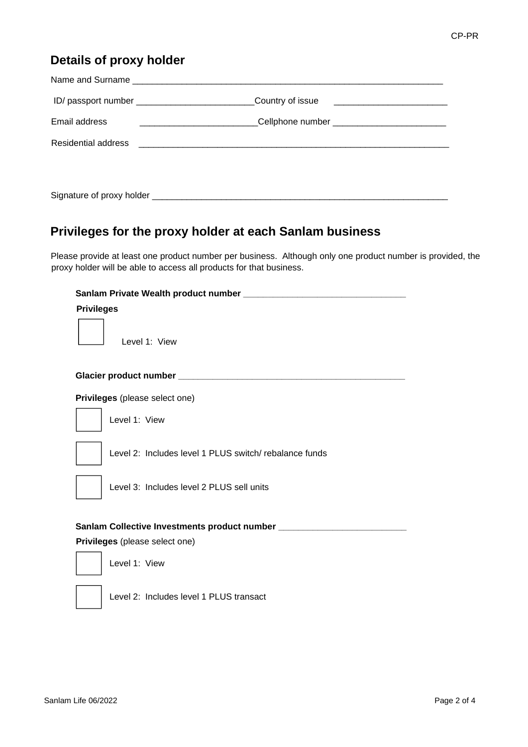CP-PR

## Details of proxy holder

Name and Surname ________________________________________________________________

ID/ passport number ________________________ Country of issue ________________________

Email address ________________________ Cellphone number ________________________

Residential address ________________________________________________________________

Signature of proxy holder ______________________________________________________________

## Privileges for the proxy holder at each Sanlam business

Please provide at least one product number per business. Although only one product number is provided, the proxy holder will be able to access all products for that business.

**Sanlam Private Wealth product number** ________________________________

**Privileges**

☐ Level 1: View

**Glacier product number** ______________________________________________

**Privileges** (please select one)

☐ Level 1: View

☐ Level 2: Includes level 1 PLUS switch/ rebalance funds

☐ Level 3: Includes level 2 PLUS sell units

**Sanlam Collective Investments product number** _________________________

**Privileges** (please select one)

☐ Level 1: View

☐ Level 2: Includes level 1 PLUS transact

Sanlam Life 06/2022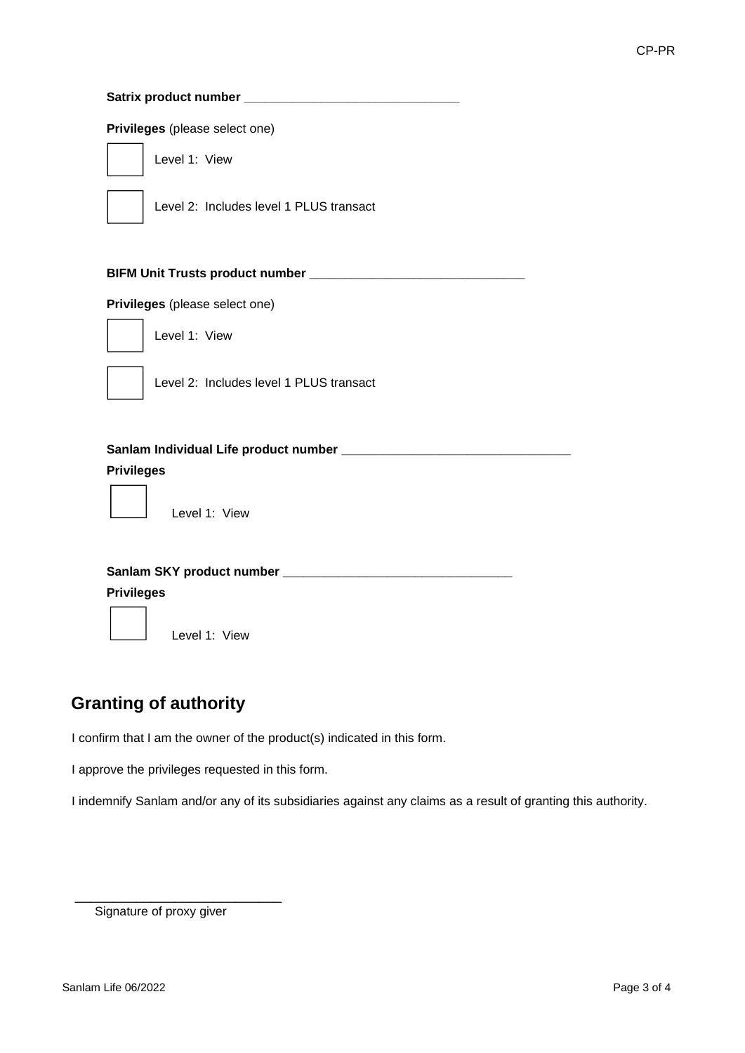**Satrix product number** ______________________________

**Privileges** (please select one)

☐ Level 1: View

☐ Level 2: Includes level 1 PLUS transact

**BIFM Unit Trusts product number** ______________________________

**Privileges** (please select one)

☐ Level 1: View

☐ Level 2: Includes level 1 PLUS transact

**Sanlam Individual Life product number** ________________________________

**Privileges**

☐ Level 1: View

**Sanlam SKY product number** ________________________________

**Privileges**

☐ Level 1: View

## Granting of authority

I confirm that I am the owner of the product(s) indicated in this form.

I approve the privileges requested in this form.

I indemnify Sanlam and/or any of its subsidiaries against any claims as a result of granting this authority.

____________________________

Signature of proxy giver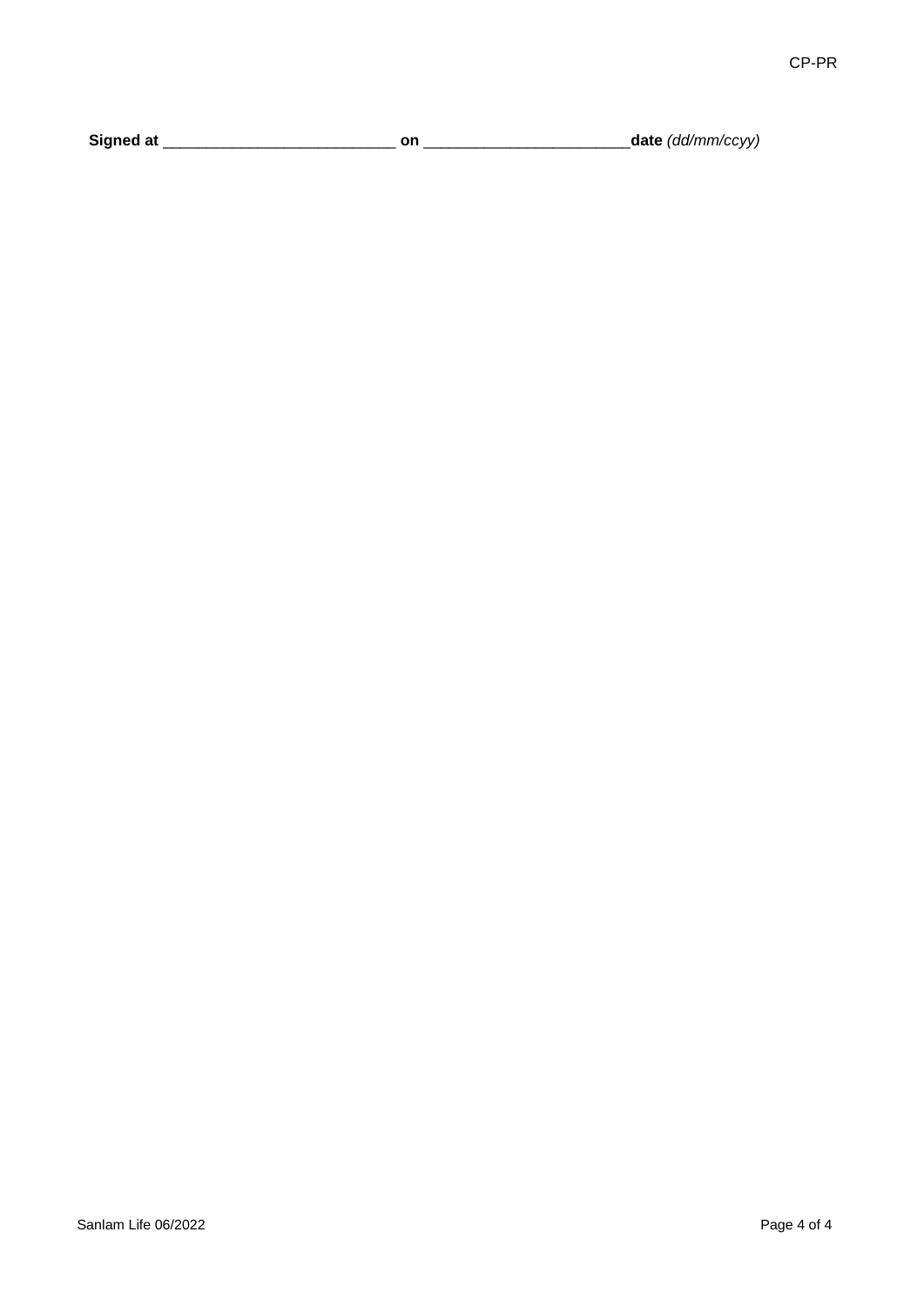**Signed at** ___________________________ **on** ________________________**date** *(dd/mm/ccyy)*